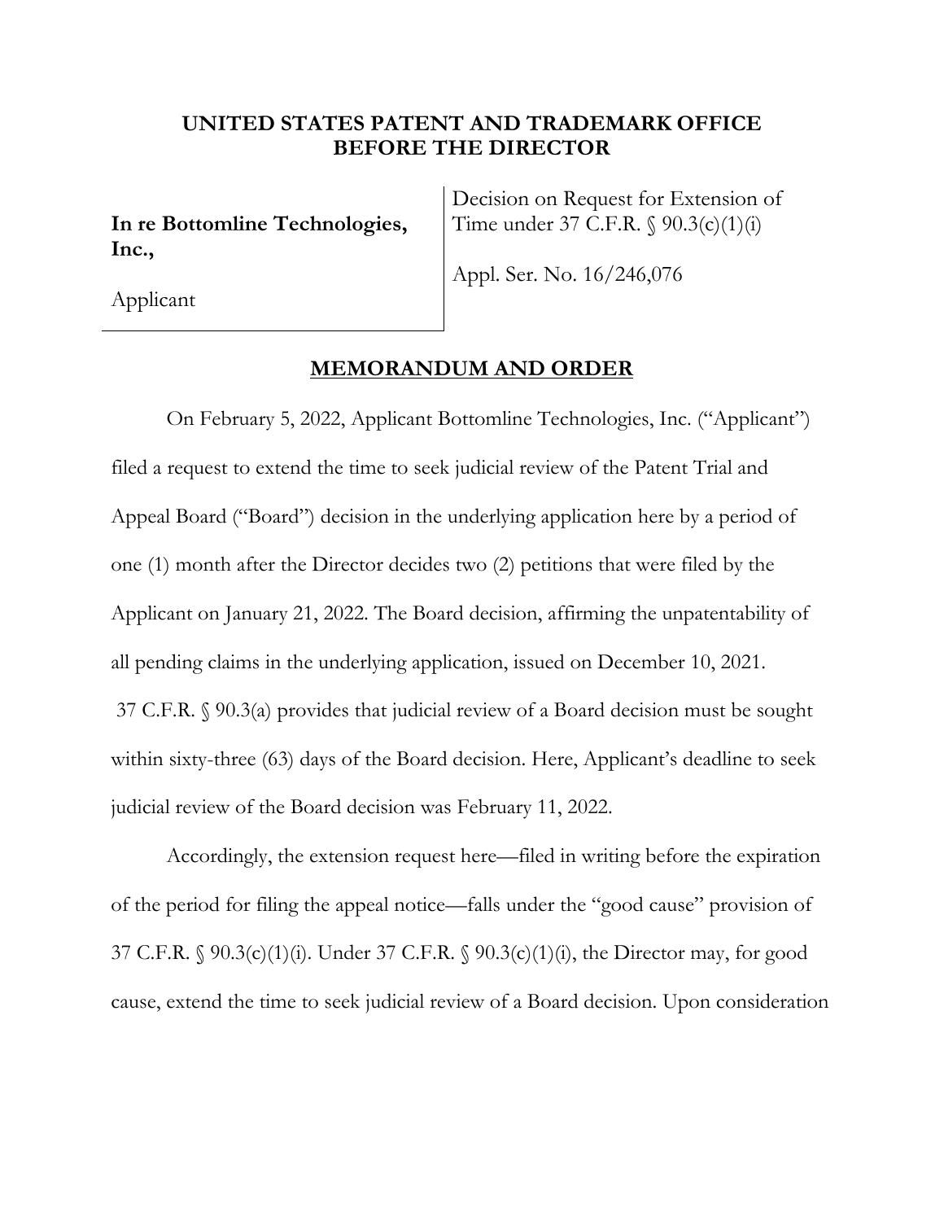# UNITED STATES PATENT AND TRADEMARK OFFICE
# BEFORE THE DIRECTOR

**In re Bottomline Technologies, Inc.,**

Applicant

Decision on Request for Extension of Time under 37 C.F.R. § 90.3(c)(1)(i)

Appl. Ser. No. 16/246,076

## MEMORANDUM AND ORDER

On February 5, 2022, Applicant Bottomline Technologies, Inc. ("Applicant") filed a request to extend the time to seek judicial review of the Patent Trial and Appeal Board ("Board") decision in the underlying application here by a period of one (1) month after the Director decides two (2) petitions that were filed by the Applicant on January 21, 2022. The Board decision, affirming the unpatentability of all pending claims in the underlying application, issued on December 10, 2021. 37 C.F.R. § 90.3(a) provides that judicial review of a Board decision must be sought within sixty-three (63) days of the Board decision. Here, Applicant's deadline to seek judicial review of the Board decision was February 11, 2022.

Accordingly, the extension request here—filed in writing before the expiration of the period for filing the appeal notice—falls under the "good cause" provision of 37 C.F.R. § 90.3(c)(1)(i). Under 37 C.F.R. § 90.3(c)(1)(i), the Director may, for good cause, extend the time to seek judicial review of a Board decision. Upon consideration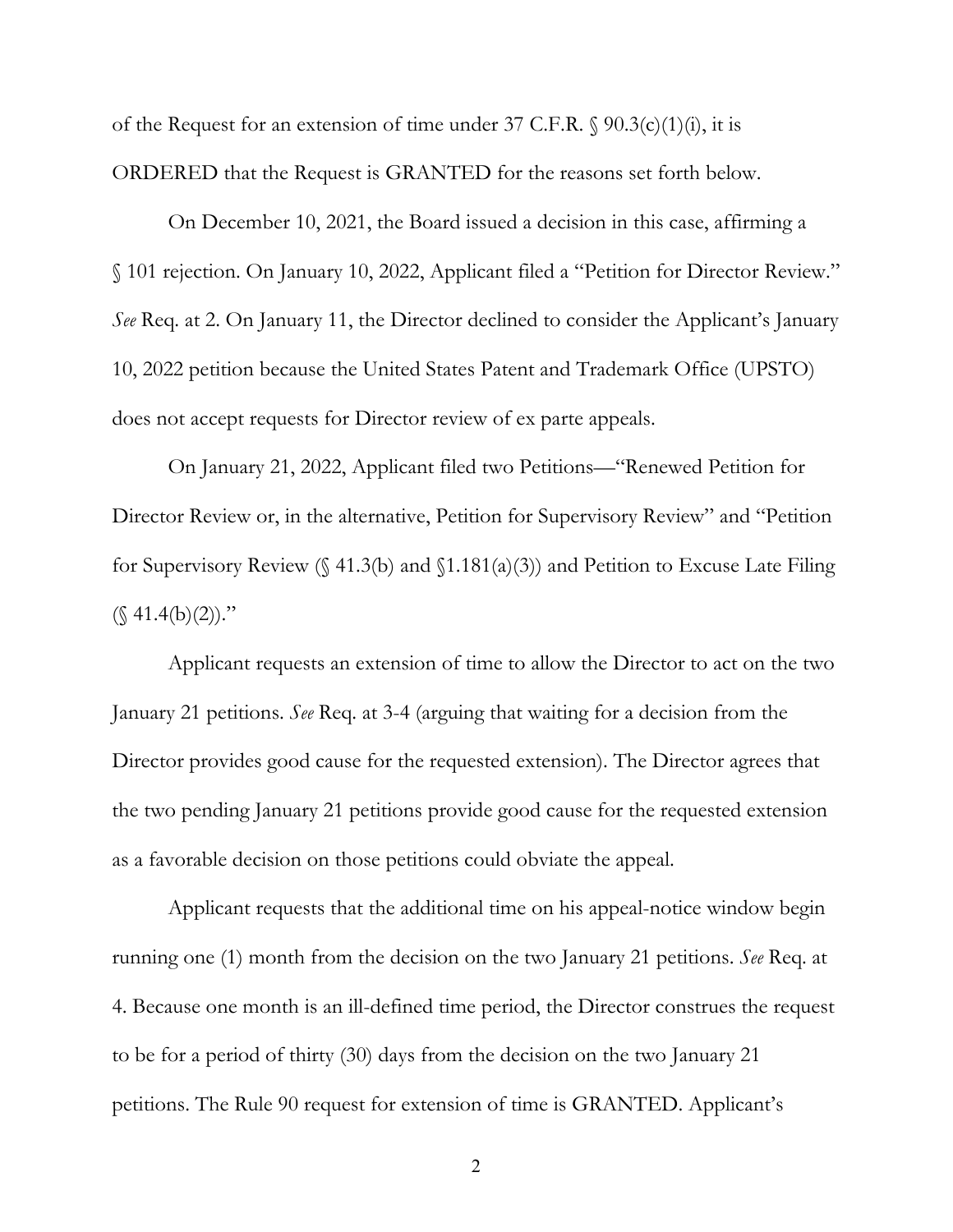of the Request for an extension of time under 37 C.F.R. § 90.3(c)(1)(i), it is ORDERED that the Request is GRANTED for the reasons set forth below.

On December 10, 2021, the Board issued a decision in this case, affirming a § 101 rejection. On January 10, 2022, Applicant filed a "Petition for Director Review." *See* Req. at 2. On January 11, the Director declined to consider the Applicant's January 10, 2022 petition because the United States Patent and Trademark Office (UPSTO) does not accept requests for Director review of ex parte appeals.

On January 21, 2022, Applicant filed two Petitions—"Renewed Petition for Director Review or, in the alternative, Petition for Supervisory Review" and "Petition for Supervisory Review (§ 41.3(b) and §1.181(a)(3)) and Petition to Excuse Late Filing (§ 41.4(b)(2))."

Applicant requests an extension of time to allow the Director to act on the two January 21 petitions. *See* Req. at 3-4 (arguing that waiting for a decision from the Director provides good cause for the requested extension). The Director agrees that the two pending January 21 petitions provide good cause for the requested extension as a favorable decision on those petitions could obviate the appeal.

Applicant requests that the additional time on his appeal-notice window begin running one (1) month from the decision on the two January 21 petitions. *See* Req. at 4. Because one month is an ill-defined time period, the Director construes the request to be for a period of thirty (30) days from the decision on the two January 21 petitions. The Rule 90 request for extension of time is GRANTED. Applicant's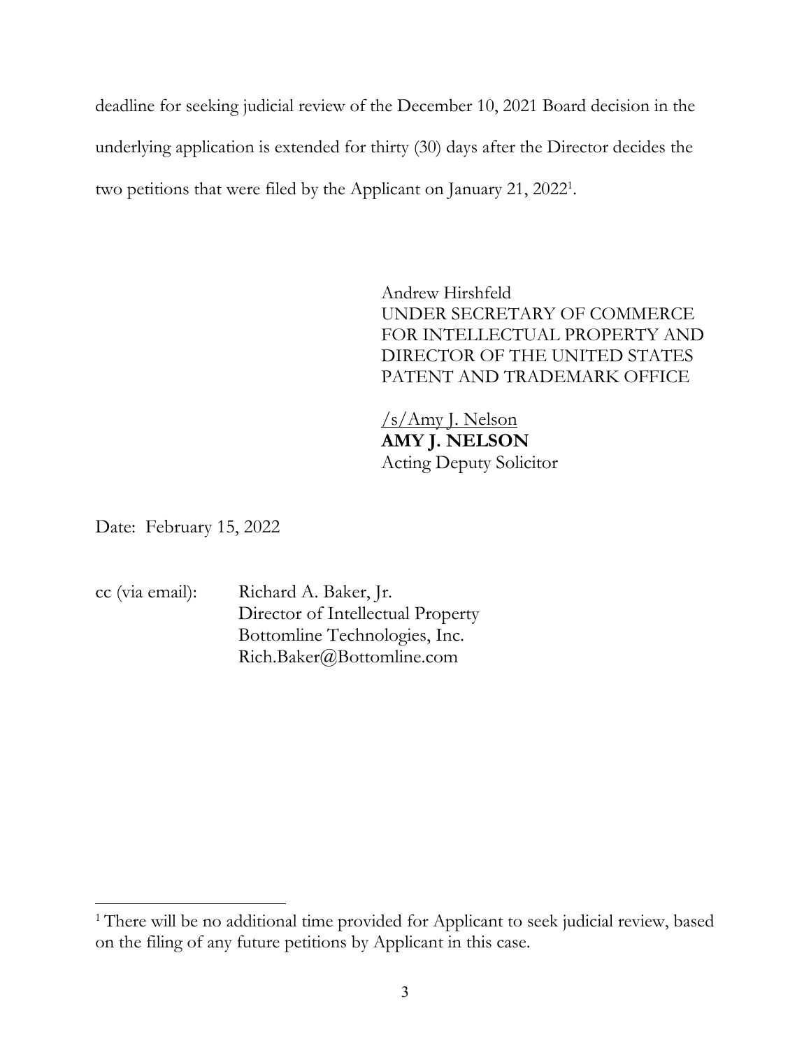deadline for seeking judicial review of the December 10, 2021 Board decision in the underlying application is extended for thirty (30) days after the Director decides the two petitions that were filed by the Applicant on January 21, 2022[1].

Andrew Hirshfeld
UNDER SECRETARY OF COMMERCE
FOR INTELLECTUAL PROPERTY AND
DIRECTOR OF THE UNITED STATES
PATENT AND TRADEMARK OFFICE

/s/Amy J. Nelson
**AMY J. NELSON**
Acting Deputy Solicitor

Date: February 15, 2022

cc (via email): Richard A. Baker, Jr.
Director of Intellectual Property
Bottomline Technologies, Inc.
Rich.Baker@Bottomline.com

[1] There will be no additional time provided for Applicant to seek judicial review, based on the filing of any future petitions by Applicant in this case.